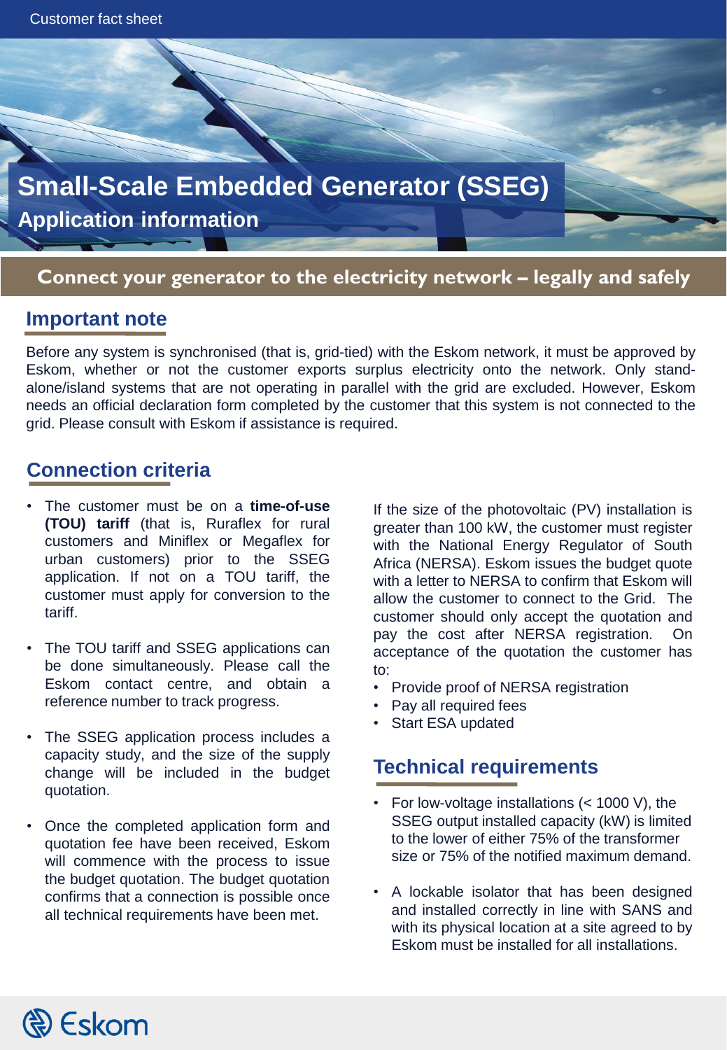Customer fact sheet

# Small-Scale Embedded Generator (SSEG)

## Application information

**Connect your generator to the electricity network – legally and safely**

## Important note

Before any system is synchronised (that is, grid-tied) with the Eskom network, it must be approved by Eskom, whether or not the customer exports surplus electricity onto the network. Only stand-alone/island systems that are not operating in parallel with the grid are excluded. However, Eskom needs an official declaration form completed by the customer that this system is not connected to the grid. Please consult with Eskom if assistance is required.

## Connection criteria

- The customer must be on a **time-of-use (TOU) tariff** (that is, Ruraflex for rural customers and Miniflex or Megaflex for urban customers) prior to the SSEG application. If not on a TOU tariff, the customer must apply for conversion to the tariff.
- The TOU tariff and SSEG applications can be done simultaneously. Please call the Eskom contact centre, and obtain a reference number to track progress.
- The SSEG application process includes a capacity study, and the size of the supply change will be included in the budget quotation.
- Once the completed application form and quotation fee have been received, Eskom will commence with the process to issue the budget quotation. The budget quotation confirms that a connection is possible once all technical requirements have been met.

If the size of the photovoltaic (PV) installation is greater than 100 kW, the customer must register with the National Energy Regulator of South Africa (NERSA). Eskom issues the budget quote with a letter to NERSA to confirm that Eskom will allow the customer to connect to the Grid. The customer should only accept the quotation and pay the cost after NERSA registration. On acceptance of the quotation the customer has to:

- Provide proof of NERSA registration
- Pay all required fees
- Start ESA updated

## Technical requirements

- For low-voltage installations (< 1000 V), the SSEG output installed capacity (kW) is limited to the lower of either 75% of the transformer size or 75% of the notified maximum demand.
- A lockable isolator that has been designed and installed correctly in line with SANS and with its physical location at a site agreed to by Eskom must be installed for all installations.

Eskom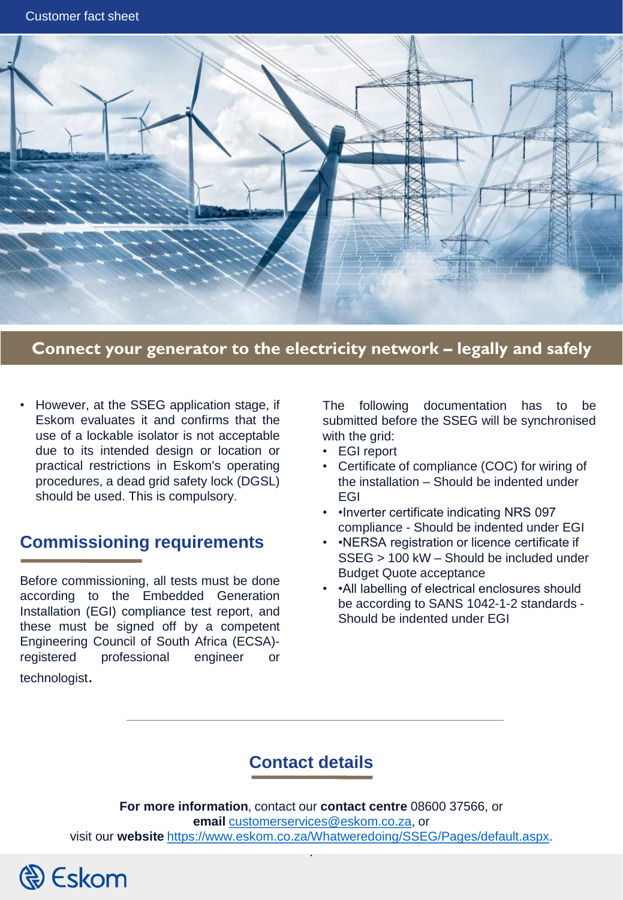## Connect your generator to the electricity network – legally and safely

- However, at the SSEG application stage, if Eskom evaluates it and confirms that the use of a lockable isolator is not acceptable due to its intended design or location or practical restrictions in Eskom's operating procedures, a dead grid safety lock (DGSL) should be used. This is compulsory.

## Commissioning requirements

Before commissioning, all tests must be done according to the Embedded Generation Installation (EGI) compliance test report, and these must be signed off by a competent Engineering Council of South Africa (ECSA)-registered professional engineer or technologist.

The following documentation has to be submitted before the SSEG will be synchronised with the grid:

- EGI report
- Certificate of compliance (COC) for wiring of the installation – Should be indented under EGI
- •Inverter certificate indicating NRS 097 compliance - Should be indented under EGI
- •NERSA registration or licence certificate if SSEG > 100 kW – Should be included under Budget Quote acceptance
- •All labelling of electrical enclosures should be according to SANS 1042-1-2 standards - Should be indented under EGI

## Contact details

**For more information**, contact our **contact centre** 08600 37566, or **email** customerservices@eskom.co.za, or visit our **website** https://www.eskom.co.za/Whatweredoing/SSEG/Pages/default.aspx.

Eskom